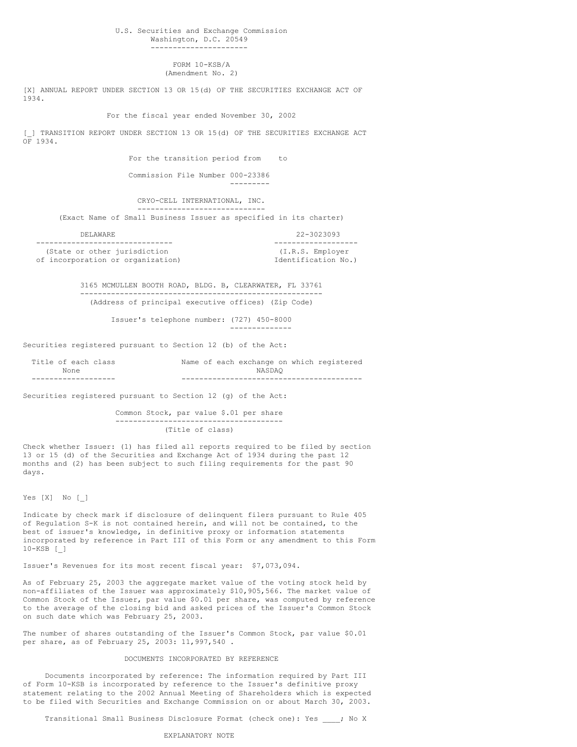U.S. Securities and Exchange Commission
Washington, D.C. 20549

# FORM 10-KSB/A
(Amendment No. 2)

[X] ANNUAL REPORT UNDER SECTION 13 OR 15(d) OF THE SECURITIES EXCHANGE ACT OF 1934.

For the fiscal year ended November 30, 2002

[_] TRANSITION REPORT UNDER SECTION 13 OR 15(d) OF THE SECURITIES EXCHANGE ACT OF 1934.

For the transition period from to

Commission File Number 000-23386

## CRYO-CELL INTERNATIONAL, INC.
(Exact Name of Small Business Issuer as specified in its charter)

| DELAWARE | 22-3023093 |
|---|---|
| (State or other jurisdiction of incorporation or organization) | (I.R.S. Employer Identification No.) |

3165 MCMULLEN BOOTH ROAD, BLDG. B, CLEARWATER, FL 33761
(Address of principal executive offices) (Zip Code)

Issuer's telephone number: (727) 450-8000

Securities registered pursuant to Section 12 (b) of the Act:

| Title of each class | Name of each exchange on which registered |
|---|---|
| None | NASDAQ |

Securities registered pursuant to Section 12 (g) of the Act:

Common Stock, par value $.01 per share
(Title of class)

Check whether Issuer: (1) has filed all reports required to be filed by section 13 or 15 (d) of the Securities and Exchange Act of 1934 during the past 12 months and (2) has been subject to such filing requirements for the past 90 days.

Yes [X] No [_]

Indicate by check mark if disclosure of delinquent filers pursuant to Rule 405 of Regulation S-K is not contained herein, and will not be contained, to the best of issuer's knowledge, in definitive proxy or information statements incorporated by reference in Part III of this Form or any amendment to this Form 10-KSB [_]

Issuer's Revenues for its most recent fiscal year: $7,073,094.

As of February 25, 2003 the aggregate market value of the voting stock held by non-affiliates of the Issuer was approximately $10,905,566. The market value of Common Stock of the Issuer, par value $0.01 per share, was computed by reference to the average of the closing bid and asked prices of the Issuer's Common Stock on such date which was February 25, 2003.

The number of shares outstanding of the Issuer's Common Stock, par value $0.01 per share, as of February 25, 2003: 11,997,540 .

## DOCUMENTS INCORPORATED BY REFERENCE

Documents incorporated by reference: The information required by Part III of Form 10-KSB is incorporated by reference to the Issuer's definitive proxy statement relating to the 2002 Annual Meeting of Shareholders which is expected to be filed with Securities and Exchange Commission on or about March 30, 2003.

Transitional Small Business Disclosure Format (check one): Yes ____; No X

## EXPLANATORY NOTE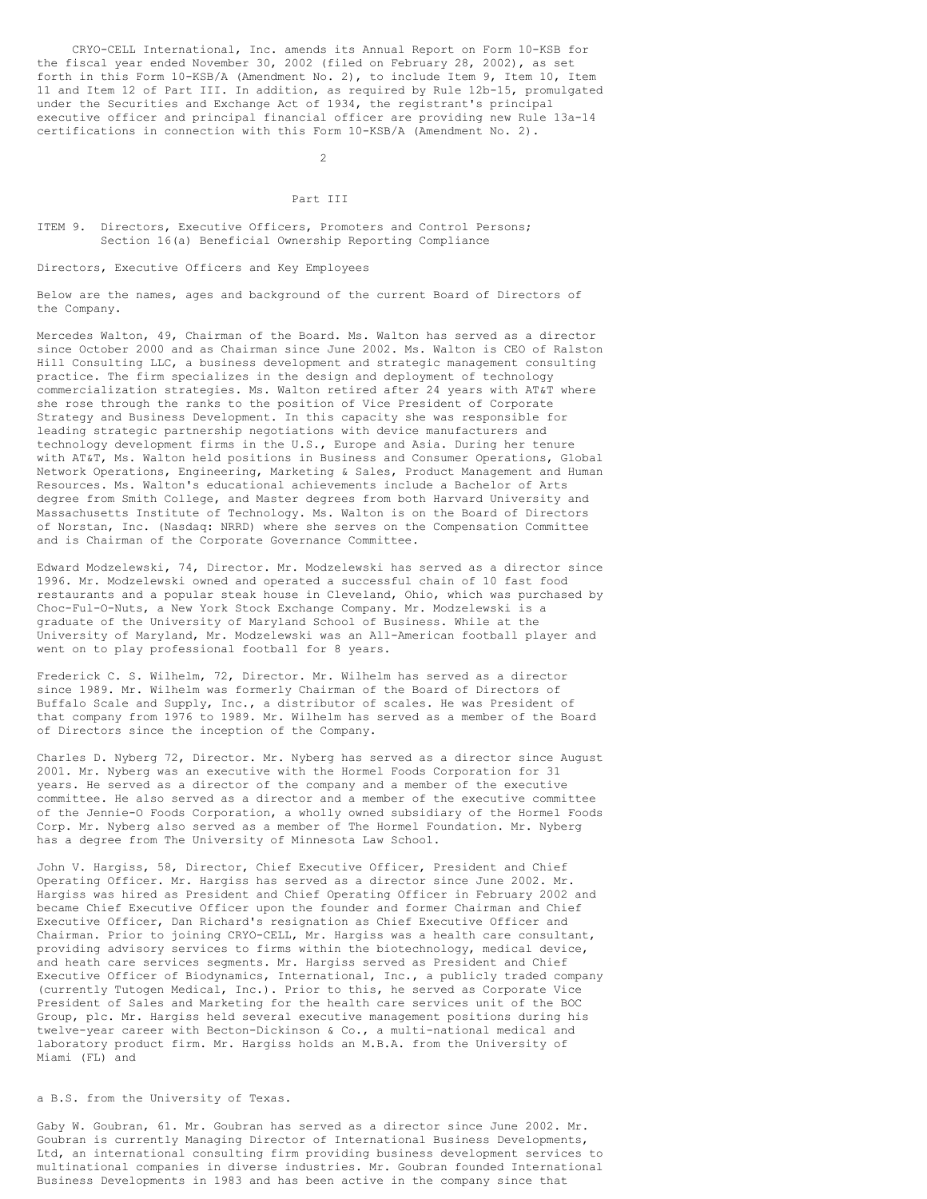CRYO-CELL International, Inc. amends its Annual Report on Form 10-KSB for the fiscal year ended November 30, 2002 (filed on February 28, 2002), as set forth in this Form 10-KSB/A (Amendment No. 2), to include Item 9, Item 10, Item 11 and Item 12 of Part III. In addition, as required by Rule 12b-15, promulgated under the Securities and Exchange Act of 1934, the registrant's principal executive officer and principal financial officer are providing new Rule 13a-14 certifications in connection with this Form 10-KSB/A (Amendment No. 2).

# Part III

## ITEM 9. Directors, Executive Officers, Promoters and Control Persons; Section 16(a) Beneficial Ownership Reporting Compliance

### Directors, Executive Officers and Key Employees

Below are the names, ages and background of the current Board of Directors of the Company.

Mercedes Walton, 49, Chairman of the Board. Ms. Walton has served as a director since October 2000 and as Chairman since June 2002. Ms. Walton is CEO of Ralston Hill Consulting LLC, a business development and strategic management consulting practice. The firm specializes in the design and deployment of technology commercialization strategies. Ms. Walton retired after 24 years with AT&T where she rose through the ranks to the position of Vice President of Corporate Strategy and Business Development. In this capacity she was responsible for leading strategic partnership negotiations with device manufacturers and technology development firms in the U.S., Europe and Asia. During her tenure with AT&T, Ms. Walton held positions in Business and Consumer Operations, Global Network Operations, Engineering, Marketing & Sales, Product Management and Human Resources. Ms. Walton's educational achievements include a Bachelor of Arts degree from Smith College, and Master degrees from both Harvard University and Massachusetts Institute of Technology. Ms. Walton is on the Board of Directors of Norstan, Inc. (Nasdaq: NRRD) where she serves on the Compensation Committee and is Chairman of the Corporate Governance Committee.

Edward Modzelewski, 74, Director. Mr. Modzelewski has served as a director since 1996. Mr. Modzelewski owned and operated a successful chain of 10 fast food restaurants and a popular steak house in Cleveland, Ohio, which was purchased by Choc-Ful-O-Nuts, a New York Stock Exchange Company. Mr. Modzelewski is a graduate of the University of Maryland School of Business. While at the University of Maryland, Mr. Modzelewski was an All-American football player and went on to play professional football for 8 years.

Frederick C. S. Wilhelm, 72, Director. Mr. Wilhelm has served as a director since 1989. Mr. Wilhelm was formerly Chairman of the Board of Directors of Buffalo Scale and Supply, Inc., a distributor of scales. He was President of that company from 1976 to 1989. Mr. Wilhelm has served as a member of the Board of Directors since the inception of the Company.

Charles D. Nyberg 72, Director. Mr. Nyberg has served as a director since August 2001. Mr. Nyberg was an executive with the Hormel Foods Corporation for 31 years. He served as a director of the company and a member of the executive committee. He also served as a director and a member of the executive committee of the Jennie-O Foods Corporation, a wholly owned subsidiary of the Hormel Foods Corp. Mr. Nyberg also served as a member of The Hormel Foundation. Mr. Nyberg has a degree from The University of Minnesota Law School.

John V. Hargiss, 58, Director, Chief Executive Officer, President and Chief Operating Officer. Mr. Hargiss has served as a director since June 2002. Mr. Hargiss was hired as President and Chief Operating Officer in February 2002 and became Chief Executive Officer upon the founder and former Chairman and Chief Executive Officer, Dan Richard's resignation as Chief Executive Officer and Chairman. Prior to joining CRYO-CELL, Mr. Hargiss was a health care consultant, providing advisory services to firms within the biotechnology, medical device, and heath care services segments. Mr. Hargiss served as President and Chief Executive Officer of Biodynamics, International, Inc., a publicly traded company (currently Tutogen Medical, Inc.). Prior to this, he served as Corporate Vice President of Sales and Marketing for the health care services unit of the BOC Group, plc. Mr. Hargiss held several executive management positions during his twelve-year career with Becton-Dickinson & Co., a multi-national medical and laboratory product firm. Mr. Hargiss holds an M.B.A. from the University of Miami (FL) and a B.S. from the University of Texas.

Gaby W. Goubran, 61. Mr. Goubran has served as a director since June 2002. Mr. Goubran is currently Managing Director of International Business Developments, Ltd, an international consulting firm providing business development services to multinational companies in diverse industries. Mr. Goubran founded International Business Developments in 1983 and has been active in the company since that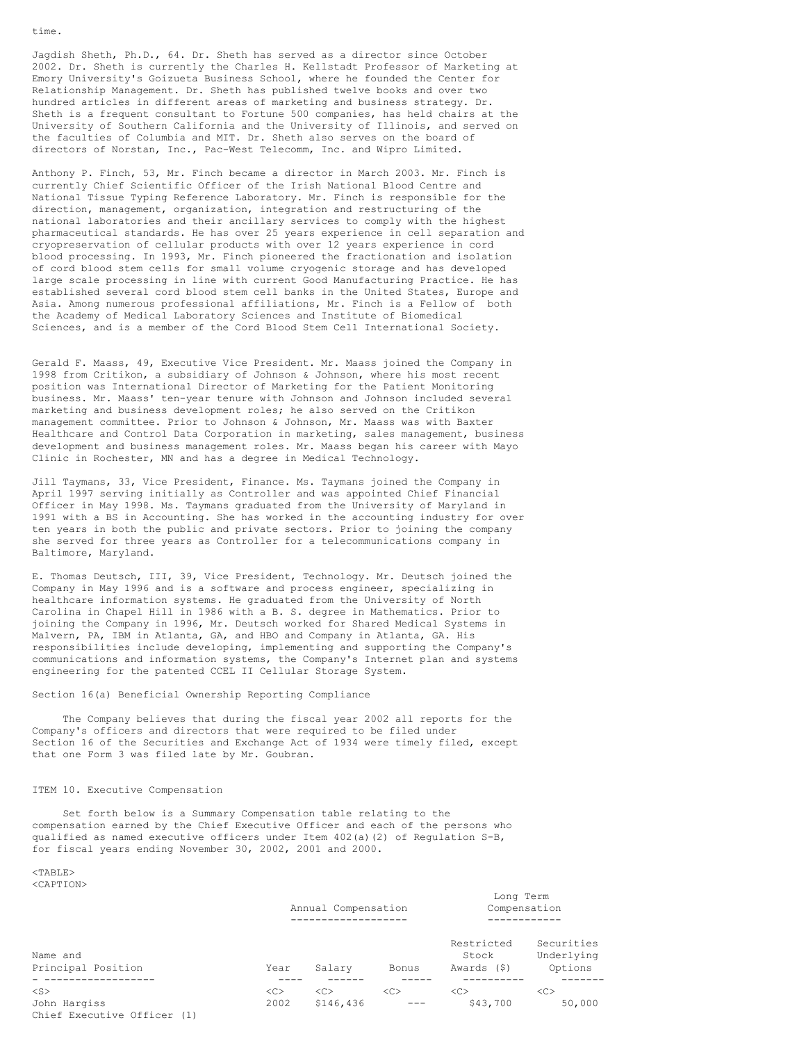time.

Jagdish Sheth, Ph.D., 64. Dr. Sheth has served as a director since October 2002. Dr. Sheth is currently the Charles H. Kellstadt Professor of Marketing at Emory University's Goizueta Business School, where he founded the Center for Relationship Management. Dr. Sheth has published twelve books and over two hundred articles in different areas of marketing and business strategy. Dr. Sheth is a frequent consultant to Fortune 500 companies, has held chairs at the University of Southern California and the University of Illinois, and served on the faculties of Columbia and MIT. Dr. Sheth also serves on the board of directors of Norstan, Inc., Pac-West Telecomm, Inc. and Wipro Limited.

Anthony P. Finch, 53, Mr. Finch became a director in March 2003. Mr. Finch is currently Chief Scientific Officer of the Irish National Blood Centre and National Tissue Typing Reference Laboratory. Mr. Finch is responsible for the direction, management, organization, integration and restructuring of the national laboratories and their ancillary services to comply with the highest pharmaceutical standards. He has over 25 years experience in cell separation and cryopreservation of cellular products with over 12 years experience in cord blood processing. In 1993, Mr. Finch pioneered the fractionation and isolation of cord blood stem cells for small volume cryogenic storage and has developed large scale processing in line with current Good Manufacturing Practice. He has established several cord blood stem cell banks in the United States, Europe and Asia. Among numerous professional affiliations, Mr. Finch is a Fellow of both the Academy of Medical Laboratory Sciences and Institute of Biomedical Sciences, and is a member of the Cord Blood Stem Cell International Society.

Gerald F. Maass, 49, Executive Vice President. Mr. Maass joined the Company in 1998 from Critikon, a subsidiary of Johnson & Johnson, where his most recent position was International Director of Marketing for the Patient Monitoring business. Mr. Maass' ten-year tenure with Johnson and Johnson included several marketing and business development roles; he also served on the Critikon management committee. Prior to Johnson & Johnson, Mr. Maass was with Baxter Healthcare and Control Data Corporation in marketing, sales management, business development and business management roles. Mr. Maass began his career with Mayo Clinic in Rochester, MN and has a degree in Medical Technology.

Jill Taymans, 33, Vice President, Finance. Ms. Taymans joined the Company in April 1997 serving initially as Controller and was appointed Chief Financial Officer in May 1998. Ms. Taymans graduated from the University of Maryland in 1991 with a BS in Accounting. She has worked in the accounting industry for over ten years in both the public and private sectors. Prior to joining the company she served for three years as Controller for a telecommunications company in Baltimore, Maryland.

E. Thomas Deutsch, III, 39, Vice President, Technology. Mr. Deutsch joined the Company in May 1996 and is a software and process engineer, specializing in healthcare information systems. He graduated from the University of North Carolina in Chapel Hill in 1986 with a B. S. degree in Mathematics. Prior to joining the Company in 1996, Mr. Deutsch worked for Shared Medical Systems in Malvern, PA, IBM in Atlanta, GA, and HBO and Company in Atlanta, GA. His responsibilities include developing, implementing and supporting the Company's communications and information systems, the Company's Internet plan and systems engineering for the patented CCEL II Cellular Storage System.

Section 16(a) Beneficial Ownership Reporting Compliance

The Company believes that during the fiscal year 2002 all reports for the Company's officers and directors that were required to be filed under Section 16 of the Securities and Exchange Act of 1934 were timely filed, except that one Form 3 was filed late by Mr. Goubran.

ITEM 10. Executive Compensation

Set forth below is a Summary Compensation table relating to the compensation earned by the Chief Executive Officer and each of the persons who qualified as named executive officers under Item 402(a)(2) of Regulation S-B, for fiscal years ending November 30, 2002, 2001 and 2000.

| | | Annual Compensation | | Long Term Compensation | |
|---|---|---|---|---|---|
| Name and Principal Position | Year | Salary | Bonus | Restricted Stock Awards ($) | Securities Underlying Options |
| John Hargiss<br>Chief Executive Officer (1) | 2002 | $146,436 | --- | $43,700 | 50,000 |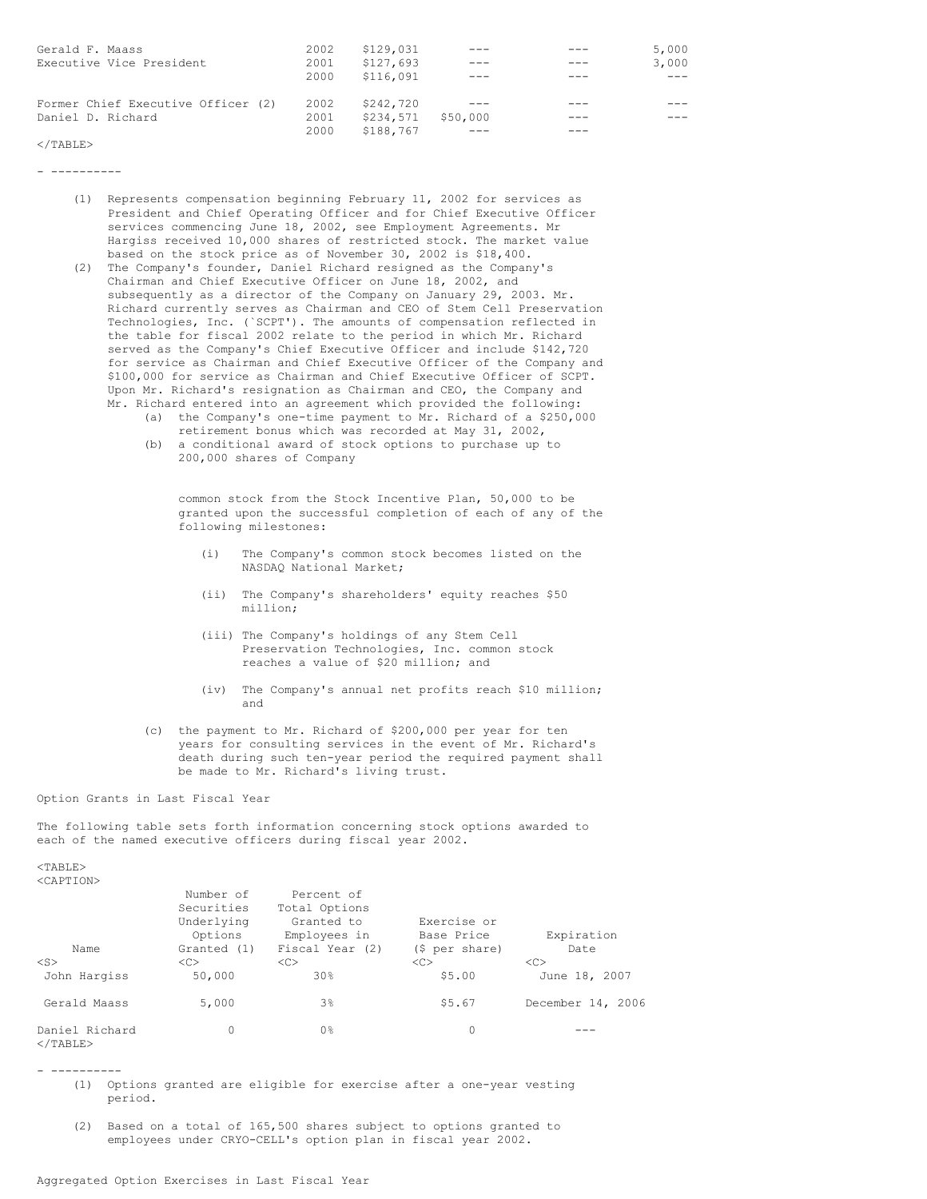| | | | | | |
|---|---|---|---|---|---|
| Gerald F. Maass | 2002 | $129,031 | --- | --- | 5,000 |
| Executive Vice President | 2001 | $127,693 | --- | --- | 3,000 |
| | 2000 | $116,091 | --- | --- | --- |
| Former Chief Executive Officer (2) | 2002 | $242,720 | --- | --- | --- |
| Daniel D. Richard | 2001 | $234,571 | $50,000 | --- | --- |
| | 2000 | $188,767 | --- | --- | |

- ----------

(1) Represents compensation beginning February 11, 2002 for services as President and Chief Operating Officer and for Chief Executive Officer services commencing June 18, 2002, see Employment Agreements. Mr Hargiss received 10,000 shares of restricted stock. The market value based on the stock price as of November 30, 2002 is $18,400.

(2) The Company's founder, Daniel Richard resigned as the Company's Chairman and Chief Executive Officer on June 18, 2002, and subsequently as a director of the Company on January 29, 2003. Mr. Richard currently serves as Chairman and CEO of Stem Cell Preservation Technologies, Inc. (`SCPT'). The amounts of compensation reflected in the table for fiscal 2002 relate to the period in which Mr. Richard served as the Company's Chief Executive Officer and include $142,720 for service as Chairman and Chief Executive Officer of the Company and $100,000 for service as Chairman and Chief Executive Officer of SCPT. Upon Mr. Richard's resignation as Chairman and CEO, the Company and Mr. Richard entered into an agreement which provided the following:

   (a) the Company's one-time payment to Mr. Richard of a $250,000 retirement bonus which was recorded at May 31, 2002,

   (b) a conditional award of stock options to purchase up to 200,000 shares of Company common stock from the Stock Incentive Plan, 50,000 to be granted upon the successful completion of each of any of the following milestones:

      (i) The Company's common stock becomes listed on the NASDAQ National Market;

      (ii) The Company's shareholders' equity reaches $50 million;

      (iii) The Company's holdings of any Stem Cell Preservation Technologies, Inc. common stock reaches a value of $20 million; and

      (iv) The Company's annual net profits reach $10 million; and

   (c) the payment to Mr. Richard of $200,000 per year for ten years for consulting services in the event of Mr. Richard's death during such ten-year period the required payment shall be made to Mr. Richard's living trust.

Option Grants in Last Fiscal Year

The following table sets forth information concerning stock options awarded to each of the named executive officers during fiscal year 2002.

| Name | Number of Securities Underlying Options Granted (1) | Percent of Total Options Granted to Employees in Fiscal Year (2) | Exercise or Base Price ($ per share) | Expiration Date |
|---|---|---|---|---|
| John Hargiss | 50,000 | 30% | $5.00 | June 18, 2007 |
| Gerald Maass | 5,000 | 3% | $5.67 | December 14, 2006 |
| Daniel Richard | 0 | 0% | 0 | --- |

- ----------

(1) Options granted are eligible for exercise after a one-year vesting period.

(2) Based on a total of 165,500 shares subject to options granted to employees under CRYO-CELL's option plan in fiscal year 2002.

Aggregated Option Exercises in Last Fiscal Year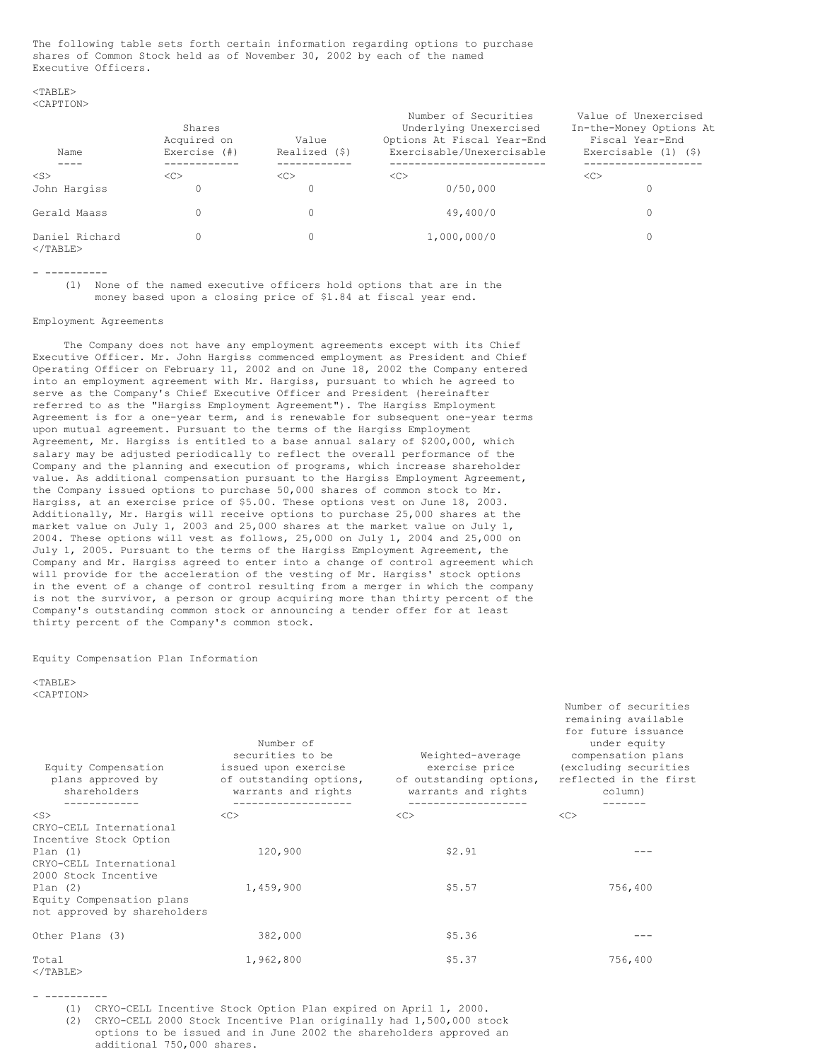The following table sets forth certain information regarding options to purchase shares of Common Stock held as of November 30, 2002 by each of the named Executive Officers.

| Name | Shares Acquired on Exercise (#) | Value Realized ($) | Number of Securities Underlying Unexercised Options At Fiscal Year-End Exercisable/Unexercisable | Value of Unexercised In-the-Money Options At Fiscal Year-End Exercisable (1) ($) |
|---|---|---|---|---|
| John Hargiss | 0 | 0 | 0/50,000 | 0 |
| Gerald Maass | 0 | 0 | 49,400/0 | 0 |
| Daniel Richard | 0 | 0 | 1,000,000/0 | 0 |

- ----------

(1) None of the named executive officers hold options that are in the money based upon a closing price of $1.84 at fiscal year end.

Employment Agreements

The Company does not have any employment agreements except with its Chief Executive Officer. Mr. John Hargiss commenced employment as President and Chief Operating Officer on February 11, 2002 and on June 18, 2002 the Company entered into an employment agreement with Mr. Hargiss, pursuant to which he agreed to serve as the Company's Chief Executive Officer and President (hereinafter referred to as the "Hargiss Employment Agreement"). The Hargiss Employment Agreement is for a one-year term, and is renewable for subsequent one-year terms upon mutual agreement. Pursuant to the terms of the Hargiss Employment Agreement, Mr. Hargiss is entitled to a base annual salary of $200,000, which salary may be adjusted periodically to reflect the overall performance of the Company and the planning and execution of programs, which increase shareholder value. As additional compensation pursuant to the Hargiss Employment Agreement, the Company issued options to purchase 50,000 shares of common stock to Mr. Hargiss, at an exercise price of $5.00. These options vest on June 18, 2003. Additionally, Mr. Hargis will receive options to purchase 25,000 shares at the market value on July 1, 2003 and 25,000 shares at the market value on July 1, 2004. These options will vest as follows, 25,000 on July 1, 2004 and 25,000 on July 1, 2005. Pursuant to the terms of the Hargiss Employment Agreement, the Company and Mr. Hargiss agreed to enter into a change of control agreement which will provide for the acceleration of the vesting of Mr. Hargiss' stock options in the event of a change of control resulting from a merger in which the company is not the survivor, a person or group acquiring more than thirty percent of the Company's outstanding common stock or announcing a tender offer for at least thirty percent of the Company's common stock.

Equity Compensation Plan Information

| Equity Compensation plans approved by shareholders | Number of securities to be issued upon exercise of outstanding options, warrants and rights | Weighted-average exercise price of outstanding options, warrants and rights | Number of securities remaining available for future issuance under equity compensation plans (excluding securities reflected in the first column) |
|---|---|---|---|
| CRYO-CELL International Incentive Stock Option Plan (1) | 120,900 | $2.91 | --- |
| CRYO-CELL International 2000 Stock Incentive Plan (2) | 1,459,900 | $5.57 | 756,400 |
| Equity Compensation plans not approved by shareholders | | | |
| Other Plans (3) | 382,000 | $5.36 | --- |
| Total | 1,962,800 | $5.37 | 756,400 |

- ----------

(1) CRYO-CELL Incentive Stock Option Plan expired on April 1, 2000.

(2) CRYO-CELL 2000 Stock Incentive Plan originally had 1,500,000 stock options to be issued and in June 2002 the shareholders approved an additional 750,000 shares.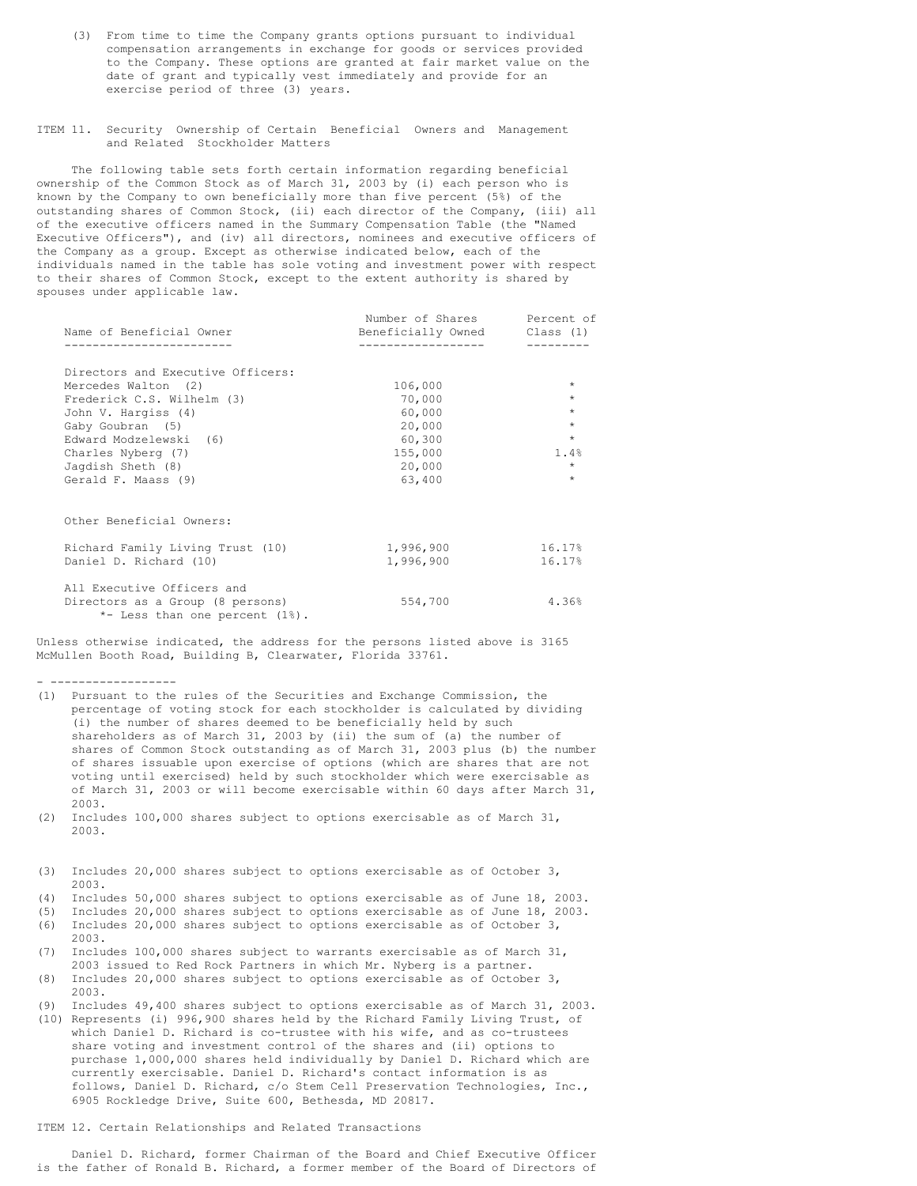(3) From time to time the Company grants options pursuant to individual compensation arrangements in exchange for goods or services provided to the Company. These options are granted at fair market value on the date of grant and typically vest immediately and provide for an exercise period of three (3) years.

## ITEM 11. Security Ownership of Certain Beneficial Owners and Management and Related Stockholder Matters

The following table sets forth certain information regarding beneficial ownership of the Common Stock as of March 31, 2003 by (i) each person who is known by the Company to own beneficially more than five percent (5%) of the outstanding shares of Common Stock, (ii) each director of the Company, (iii) all of the executive officers named in the Summary Compensation Table (the "Named Executive Officers"), and (iv) all directors, nominees and executive officers of the Company as a group. Except as otherwise indicated below, each of the individuals named in the table has sole voting and investment power with respect to their shares of Common Stock, except to the extent authority is shared by spouses under applicable law.

| Name of Beneficial Owner | Number of Shares Beneficially Owned | Percent of Class (1) |
|---|---|---|
| Directors and Executive Officers: | | |
| Mercedes Walton (2) | 106,000 | * |
| Frederick C.S. Wilhelm (3) | 70,000 | * |
| John V. Hargiss (4) | 60,000 | * |
| Gaby Goubran (5) | 20,000 | * |
| Edward Modzelewski (6) | 60,300 | * |
| Charles Nyberg (7) | 155,000 | 1.4% |
| Jagdish Sheth (8) | 20,000 | * |
| Gerald F. Maass (9) | 63,400 | * |
| Other Beneficial Owners: | | |
| Richard Family Living Trust (10) | 1,996,900 | 16.17% |
| Daniel D. Richard (10) | 1,996,900 | 16.17% |
| All Executive Officers and Directors as a Group (8 persons) | 554,700 | 4.36% |

*- Less than one percent (1%).

Unless otherwise indicated, the address for the persons listed above is 3165 McMullen Booth Road, Building B, Clearwater, Florida 33761.

- ------------------

(1) Pursuant to the rules of the Securities and Exchange Commission, the percentage of voting stock for each stockholder is calculated by dividing (i) the number of shares deemed to be beneficially held by such shareholders as of March 31, 2003 by (ii) the sum of (a) the number of shares of Common Stock outstanding as of March 31, 2003 plus (b) the number of shares issuable upon exercise of options (which are shares that are not voting until exercised) held by such stockholder which were exercisable as of March 31, 2003 or will become exercisable within 60 days after March 31, 2003.

(2) Includes 100,000 shares subject to options exercisable as of March 31, 2003.

(3) Includes 20,000 shares subject to options exercisable as of October 3, 2003.

(4) Includes 50,000 shares subject to options exercisable as of June 18, 2003.

(5) Includes 20,000 shares subject to options exercisable as of June 18, 2003.

(6) Includes 20,000 shares subject to options exercisable as of October 3, 2003.

(7) Includes 100,000 shares subject to warrants exercisable as of March 31, 2003 issued to Red Rock Partners in which Mr. Nyberg is a partner.

(8) Includes 20,000 shares subject to options exercisable as of October 3, 2003.

(9) Includes 49,400 shares subject to options exercisable as of March 31, 2003.

(10) Represents (i) 996,900 shares held by the Richard Family Living Trust, of which Daniel D. Richard is co-trustee with his wife, and as co-trustees share voting and investment control of the shares and (ii) options to purchase 1,000,000 shares held individually by Daniel D. Richard which are currently exercisable. Daniel D. Richard's contact information is as follows, Daniel D. Richard, c/o Stem Cell Preservation Technologies, Inc., 6905 Rockledge Drive, Suite 600, Bethesda, MD 20817.

## ITEM 12. Certain Relationships and Related Transactions

Daniel D. Richard, former Chairman of the Board and Chief Executive Officer is the father of Ronald B. Richard, a former member of the Board of Directors of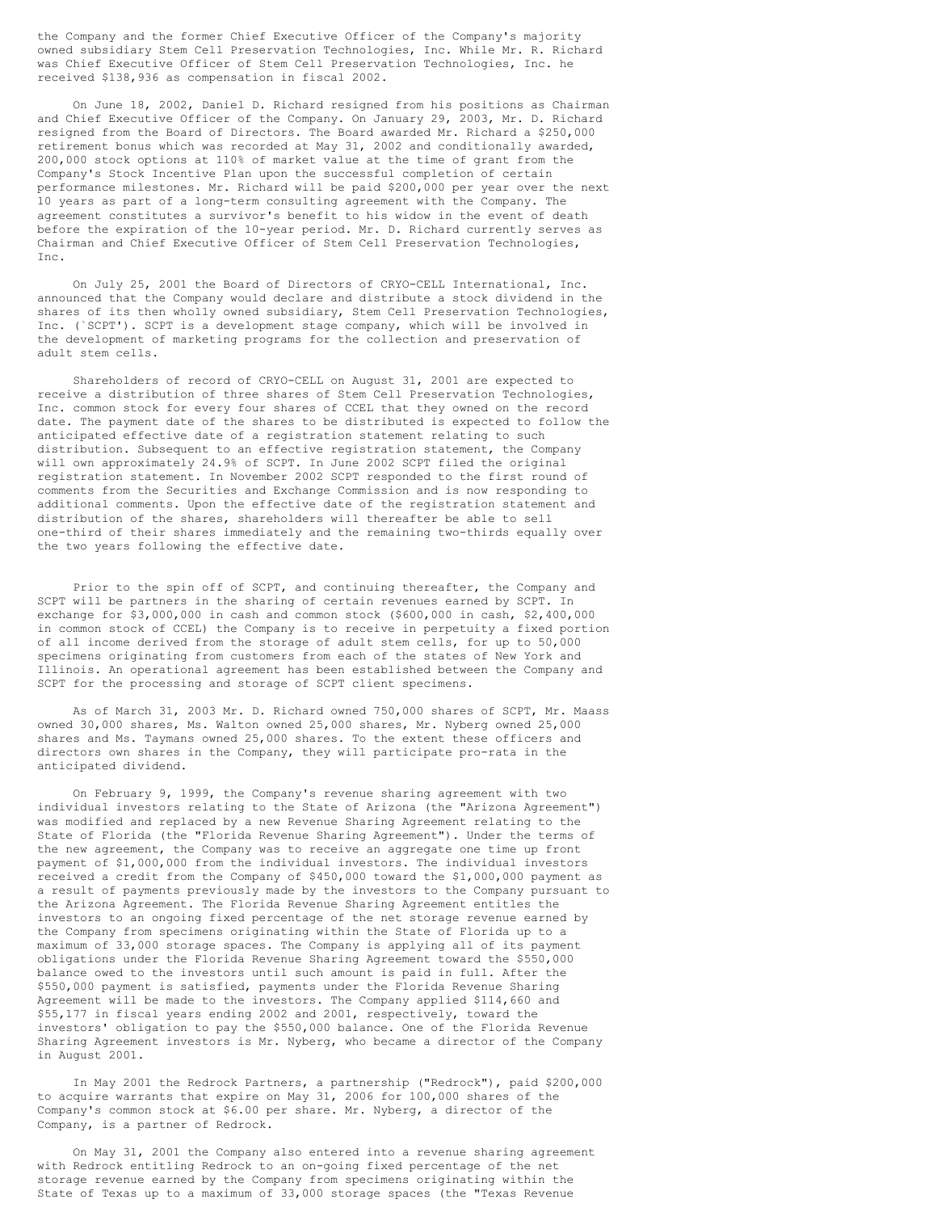the Company and the former Chief Executive Officer of the Company's majority owned subsidiary Stem Cell Preservation Technologies, Inc. While Mr. R. Richard was Chief Executive Officer of Stem Cell Preservation Technologies, Inc. he received $138,936 as compensation in fiscal 2002.

On June 18, 2002, Daniel D. Richard resigned from his positions as Chairman and Chief Executive Officer of the Company. On January 29, 2003, Mr. D. Richard resigned from the Board of Directors. The Board awarded Mr. Richard a $250,000 retirement bonus which was recorded at May 31, 2002 and conditionally awarded, 200,000 stock options at 110% of market value at the time of grant from the Company's Stock Incentive Plan upon the successful completion of certain performance milestones. Mr. Richard will be paid $200,000 per year over the next 10 years as part of a long-term consulting agreement with the Company. The agreement constitutes a survivor's benefit to his widow in the event of death before the expiration of the 10-year period. Mr. D. Richard currently serves as Chairman and Chief Executive Officer of Stem Cell Preservation Technologies, Inc.

On July 25, 2001 the Board of Directors of CRYO-CELL International, Inc. announced that the Company would declare and distribute a stock dividend in the shares of its then wholly owned subsidiary, Stem Cell Preservation Technologies, Inc. (`SCPT'). SCPT is a development stage company, which will be involved in the development of marketing programs for the collection and preservation of adult stem cells.

Shareholders of record of CRYO-CELL on August 31, 2001 are expected to receive a distribution of three shares of Stem Cell Preservation Technologies, Inc. common stock for every four shares of CCEL that they owned on the record date. The payment date of the shares to be distributed is expected to follow the anticipated effective date of a registration statement relating to such distribution. Subsequent to an effective registration statement, the Company will own approximately 24.9% of SCPT. In June 2002 SCPT filed the original registration statement. In November 2002 SCPT responded to the first round of comments from the Securities and Exchange Commission and is now responding to additional comments. Upon the effective date of the registration statement and distribution of the shares, shareholders will thereafter be able to sell one-third of their shares immediately and the remaining two-thirds equally over the two years following the effective date.

Prior to the spin off of SCPT, and continuing thereafter, the Company and SCPT will be partners in the sharing of certain revenues earned by SCPT. In exchange for $3,000,000 in cash and common stock ($600,000 in cash, $2,400,000 in common stock of CCEL) the Company is to receive in perpetuity a fixed portion of all income derived from the storage of adult stem cells, for up to 50,000 specimens originating from customers from each of the states of New York and Illinois. An operational agreement has been established between the Company and SCPT for the processing and storage of SCPT client specimens.

As of March 31, 2003 Mr. D. Richard owned 750,000 shares of SCPT, Mr. Maass owned 30,000 shares, Ms. Walton owned 25,000 shares, Mr. Nyberg owned 25,000 shares and Ms. Taymans owned 25,000 shares. To the extent these officers and directors own shares in the Company, they will participate pro-rata in the anticipated dividend.

On February 9, 1999, the Company's revenue sharing agreement with two individual investors relating to the State of Arizona (the "Arizona Agreement") was modified and replaced by a new Revenue Sharing Agreement relating to the State of Florida (the "Florida Revenue Sharing Agreement"). Under the terms of the new agreement, the Company was to receive an aggregate one time up front payment of $1,000,000 from the individual investors. The individual investors received a credit from the Company of $450,000 toward the $1,000,000 payment as a result of payments previously made by the investors to the Company pursuant to the Arizona Agreement. The Florida Revenue Sharing Agreement entitles the investors to an ongoing fixed percentage of the net storage revenue earned by the Company from specimens originating within the State of Florida up to a maximum of 33,000 storage spaces. The Company is applying all of its payment obligations under the Florida Revenue Sharing Agreement toward the $550,000 balance owed to the investors until such amount is paid in full. After the $550,000 payment is satisfied, payments under the Florida Revenue Sharing Agreement will be made to the investors. The Company applied $114,660 and $55,177 in fiscal years ending 2002 and 2001, respectively, toward the investors' obligation to pay the $550,000 balance. One of the Florida Revenue Sharing Agreement investors is Mr. Nyberg, who became a director of the Company in August 2001.

In May 2001 the Redrock Partners, a partnership ("Redrock"), paid $200,000 to acquire warrants that expire on May 31, 2006 for 100,000 shares of the Company's common stock at $6.00 per share. Mr. Nyberg, a director of the Company, is a partner of Redrock.

On May 31, 2001 the Company also entered into a revenue sharing agreement with Redrock entitling Redrock to an on-going fixed percentage of the net storage revenue earned by the Company from specimens originating within the State of Texas up to a maximum of 33,000 storage spaces (the "Texas Revenue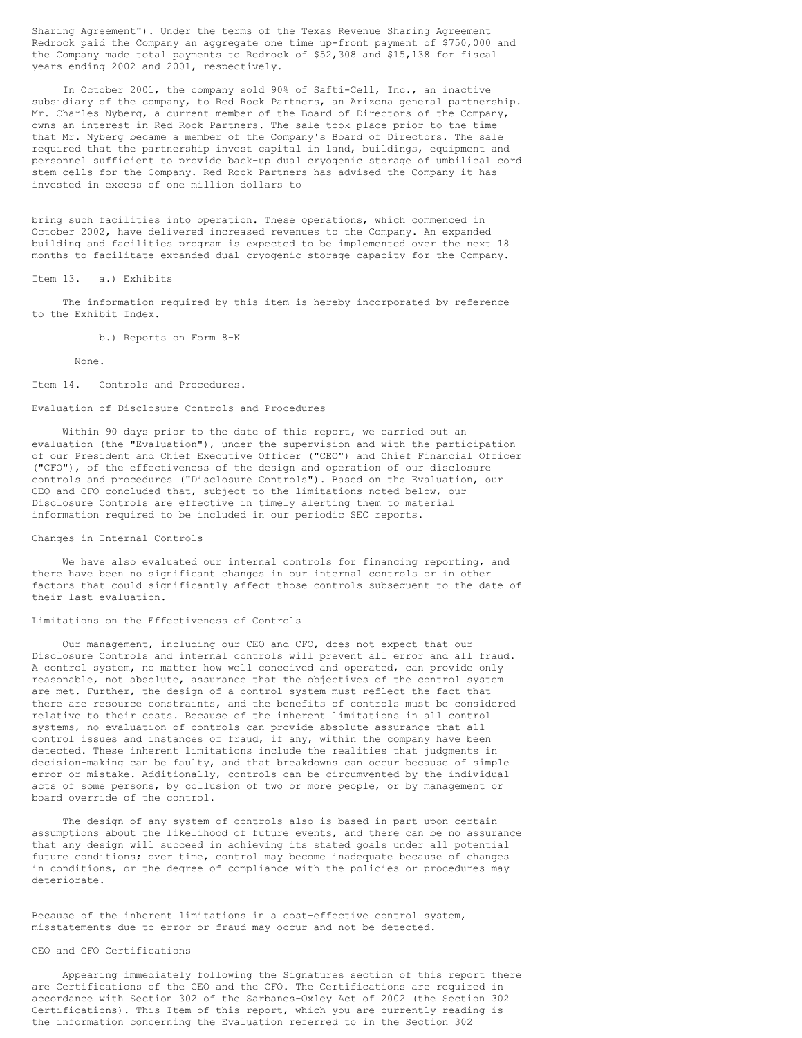Sharing Agreement"). Under the terms of the Texas Revenue Sharing Agreement Redrock paid the Company an aggregate one time up-front payment of $750,000 and the Company made total payments to Redrock of $52,308 and $15,138 for fiscal years ending 2002 and 2001, respectively.

In October 2001, the company sold 90% of Safti-Cell, Inc., an inactive subsidiary of the company, to Red Rock Partners, an Arizona general partnership. Mr. Charles Nyberg, a current member of the Board of Directors of the Company, owns an interest in Red Rock Partners. The sale took place prior to the time that Mr. Nyberg became a member of the Company's Board of Directors. The sale required that the partnership invest capital in land, buildings, equipment and personnel sufficient to provide back-up dual cryogenic storage of umbilical cord stem cells for the Company. Red Rock Partners has advised the Company it has invested in excess of one million dollars to

bring such facilities into operation. These operations, which commenced in October 2002, have delivered increased revenues to the Company. An expanded building and facilities program is expected to be implemented over the next 18 months to facilitate expanded dual cryogenic storage capacity for the Company.

Item 13. a.) Exhibits

The information required by this item is hereby incorporated by reference to the Exhibit Index.

b.) Reports on Form 8-K

None.

Item 14. Controls and Procedures.

Evaluation of Disclosure Controls and Procedures

Within 90 days prior to the date of this report, we carried out an evaluation (the "Evaluation"), under the supervision and with the participation of our President and Chief Executive Officer ("CEO") and Chief Financial Officer ("CFO"), of the effectiveness of the design and operation of our disclosure controls and procedures ("Disclosure Controls"). Based on the Evaluation, our CEO and CFO concluded that, subject to the limitations noted below, our Disclosure Controls are effective in timely alerting them to material information required to be included in our periodic SEC reports.

Changes in Internal Controls

We have also evaluated our internal controls for financing reporting, and there have been no significant changes in our internal controls or in other factors that could significantly affect those controls subsequent to the date of their last evaluation.

Limitations on the Effectiveness of Controls

Our management, including our CEO and CFO, does not expect that our Disclosure Controls and internal controls will prevent all error and all fraud. A control system, no matter how well conceived and operated, can provide only reasonable, not absolute, assurance that the objectives of the control system are met. Further, the design of a control system must reflect the fact that there are resource constraints, and the benefits of controls must be considered relative to their costs. Because of the inherent limitations in all control systems, no evaluation of controls can provide absolute assurance that all control issues and instances of fraud, if any, within the company have been detected. These inherent limitations include the realities that judgments in decision-making can be faulty, and that breakdowns can occur because of simple error or mistake. Additionally, controls can be circumvented by the individual acts of some persons, by collusion of two or more people, or by management or board override of the control.

The design of any system of controls also is based in part upon certain assumptions about the likelihood of future events, and there can be no assurance that any design will succeed in achieving its stated goals under all potential future conditions; over time, control may become inadequate because of changes in conditions, or the degree of compliance with the policies or procedures may deteriorate.

Because of the inherent limitations in a cost-effective control system, misstatements due to error or fraud may occur and not be detected.

CEO and CFO Certifications

Appearing immediately following the Signatures section of this report there are Certifications of the CEO and the CFO. The Certifications are required in accordance with Section 302 of the Sarbanes-Oxley Act of 2002 (the Section 302 Certifications). This Item of this report, which you are currently reading is the information concerning the Evaluation referred to in the Section 302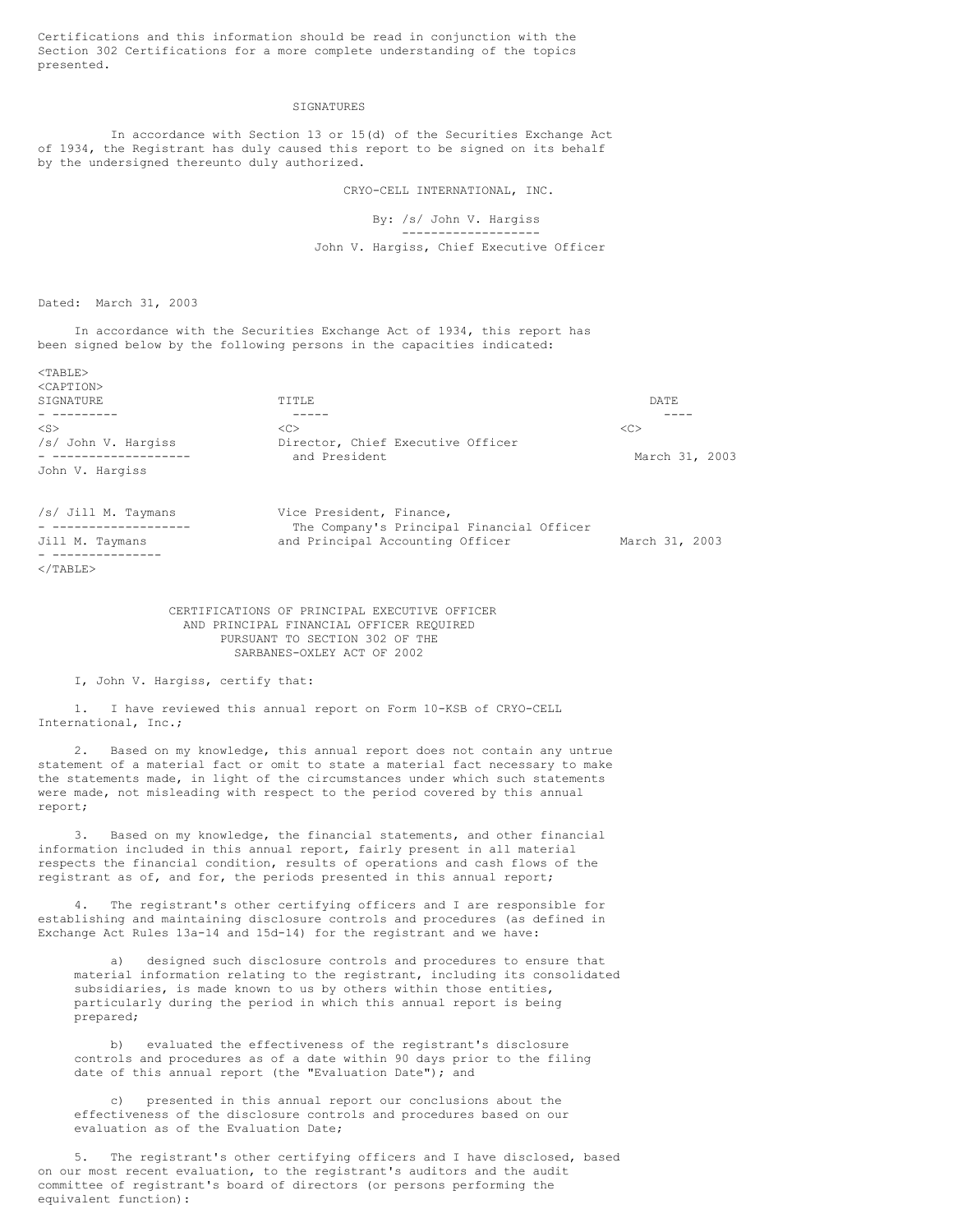Certifications and this information should be read in conjunction with the Section 302 Certifications for a more complete understanding of the topics presented.

## SIGNATURES

In accordance with Section 13 or 15(d) of the Securities Exchange Act of 1934, the Registrant has duly caused this report to be signed on its behalf by the undersigned thereunto duly authorized.

CRYO-CELL INTERNATIONAL, INC.

By: /s/ John V. Hargiss

John V. Hargiss, Chief Executive Officer

Dated: March 31, 2003

In accordance with the Securities Exchange Act of 1934, this report has been signed below by the following persons in the capacities indicated:

| SIGNATURE | TITLE | DATE |
|---|---|---|
| /s/ John V. Hargiss<br>John V. Hargiss | Director, Chief Executive Officer and President | March 31, 2003 |
| /s/ Jill M. Taymans<br>Jill M. Taymans | Vice President, Finance, The Company's Principal Financial Officer and Principal Accounting Officer | March 31, 2003 |

## CERTIFICATIONS OF PRINCIPAL EXECUTIVE OFFICER AND PRINCIPAL FINANCIAL OFFICER REQUIRED PURSUANT TO SECTION 302 OF THE SARBANES-OXLEY ACT OF 2002

I, John V. Hargiss, certify that:

1. I have reviewed this annual report on Form 10-KSB of CRYO-CELL International, Inc.;

2. Based on my knowledge, this annual report does not contain any untrue statement of a material fact or omit to state a material fact necessary to make the statements made, in light of the circumstances under which such statements were made, not misleading with respect to the period covered by this annual report;

3. Based on my knowledge, the financial statements, and other financial information included in this annual report, fairly present in all material respects the financial condition, results of operations and cash flows of the registrant as of, and for, the periods presented in this annual report;

4. The registrant's other certifying officers and I are responsible for establishing and maintaining disclosure controls and procedures (as defined in Exchange Act Rules 13a-14 and 15d-14) for the registrant and we have:

   a) designed such disclosure controls and procedures to ensure that material information relating to the registrant, including its consolidated subsidiaries, is made known to us by others within those entities, particularly during the period in which this annual report is being prepared;

   b) evaluated the effectiveness of the registrant's disclosure controls and procedures as of a date within 90 days prior to the filing date of this annual report (the "Evaluation Date"); and

   c) presented in this annual report our conclusions about the effectiveness of the disclosure controls and procedures based on our evaluation as of the Evaluation Date;

5. The registrant's other certifying officers and I have disclosed, based on our most recent evaluation, to the registrant's auditors and the audit committee of registrant's board of directors (or persons performing the equivalent function):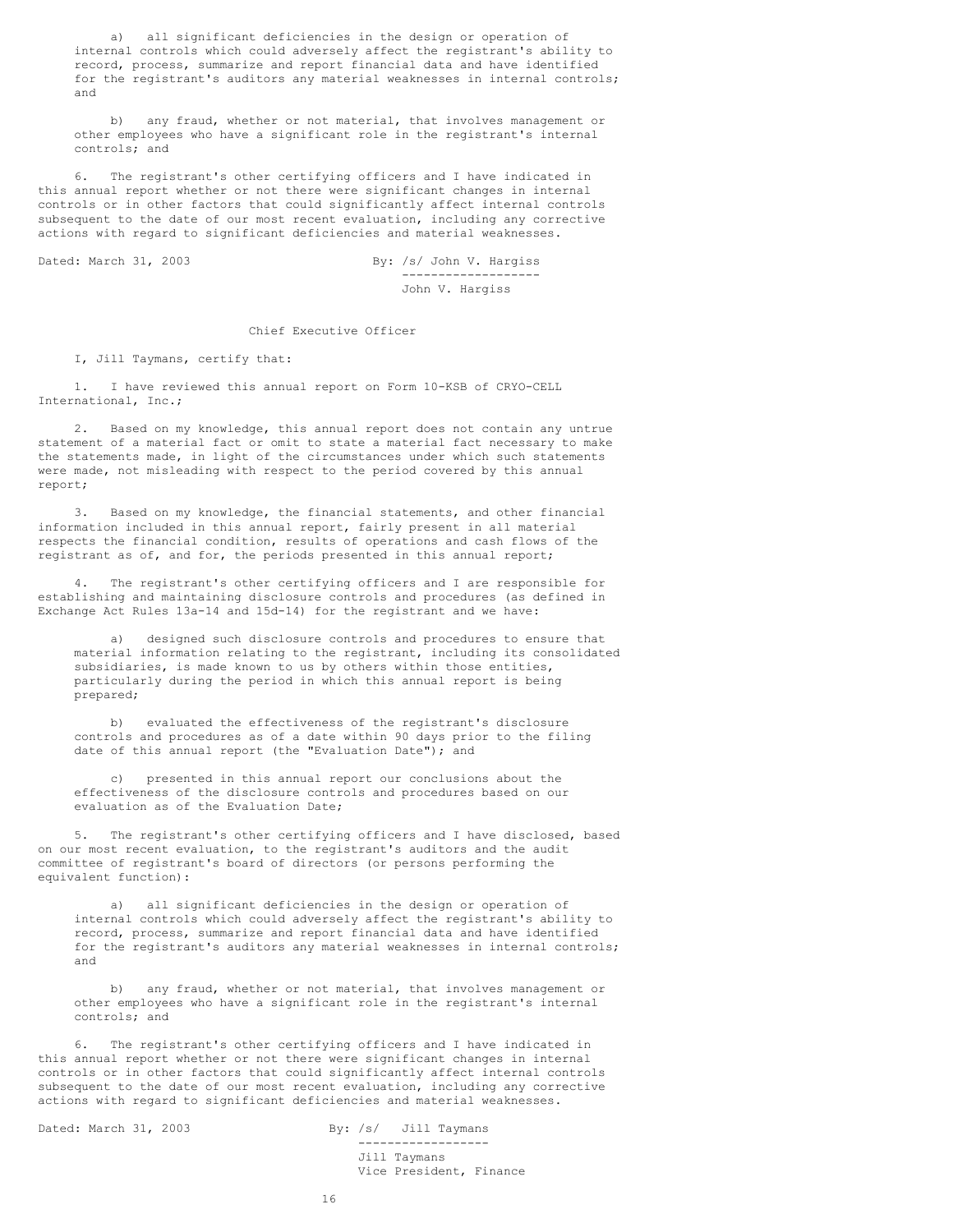a) all significant deficiencies in the design or operation of internal controls which could adversely affect the registrant's ability to record, process, summarize and report financial data and have identified for the registrant's auditors any material weaknesses in internal controls; and

b) any fraud, whether or not material, that involves management or other employees who have a significant role in the registrant's internal controls; and

6. The registrant's other certifying officers and I have indicated in this annual report whether or not there were significant changes in internal controls or in other factors that could significantly affect internal controls subsequent to the date of our most recent evaluation, including any corrective actions with regard to significant deficiencies and material weaknesses.

Dated: March 31, 2003

By: /s/ John V. Hargiss
John V. Hargiss

Chief Executive Officer

I, Jill Taymans, certify that:

1. I have reviewed this annual report on Form 10-KSB of CRYO-CELL International, Inc.;

2. Based on my knowledge, this annual report does not contain any untrue statement of a material fact or omit to state a material fact necessary to make the statements made, in light of the circumstances under which such statements were made, not misleading with respect to the period covered by this annual report;

3. Based on my knowledge, the financial statements, and other financial information included in this annual report, fairly present in all material respects the financial condition, results of operations and cash flows of the registrant as of, and for, the periods presented in this annual report;

4. The registrant's other certifying officers and I are responsible for establishing and maintaining disclosure controls and procedures (as defined in Exchange Act Rules 13a-14 and 15d-14) for the registrant and we have:

a) designed such disclosure controls and procedures to ensure that material information relating to the registrant, including its consolidated subsidiaries, is made known to us by others within those entities, particularly during the period in which this annual report is being prepared;

b) evaluated the effectiveness of the registrant's disclosure controls and procedures as of a date within 90 days prior to the filing date of this annual report (the "Evaluation Date"); and

c) presented in this annual report our conclusions about the effectiveness of the disclosure controls and procedures based on our evaluation as of the Evaluation Date;

5. The registrant's other certifying officers and I have disclosed, based on our most recent evaluation, to the registrant's auditors and the audit committee of registrant's board of directors (or persons performing the equivalent function):

a) all significant deficiencies in the design or operation of internal controls which could adversely affect the registrant's ability to record, process, summarize and report financial data and have identified for the registrant's auditors any material weaknesses in internal controls; and

b) any fraud, whether or not material, that involves management or other employees who have a significant role in the registrant's internal controls; and

6. The registrant's other certifying officers and I have indicated in this annual report whether or not there were significant changes in internal controls or in other factors that could significantly affect internal controls subsequent to the date of our most recent evaluation, including any corrective actions with regard to significant deficiencies and material weaknesses.

Dated: March 31, 2003

By: /s/ Jill Taymans
Jill Taymans
Vice President, Finance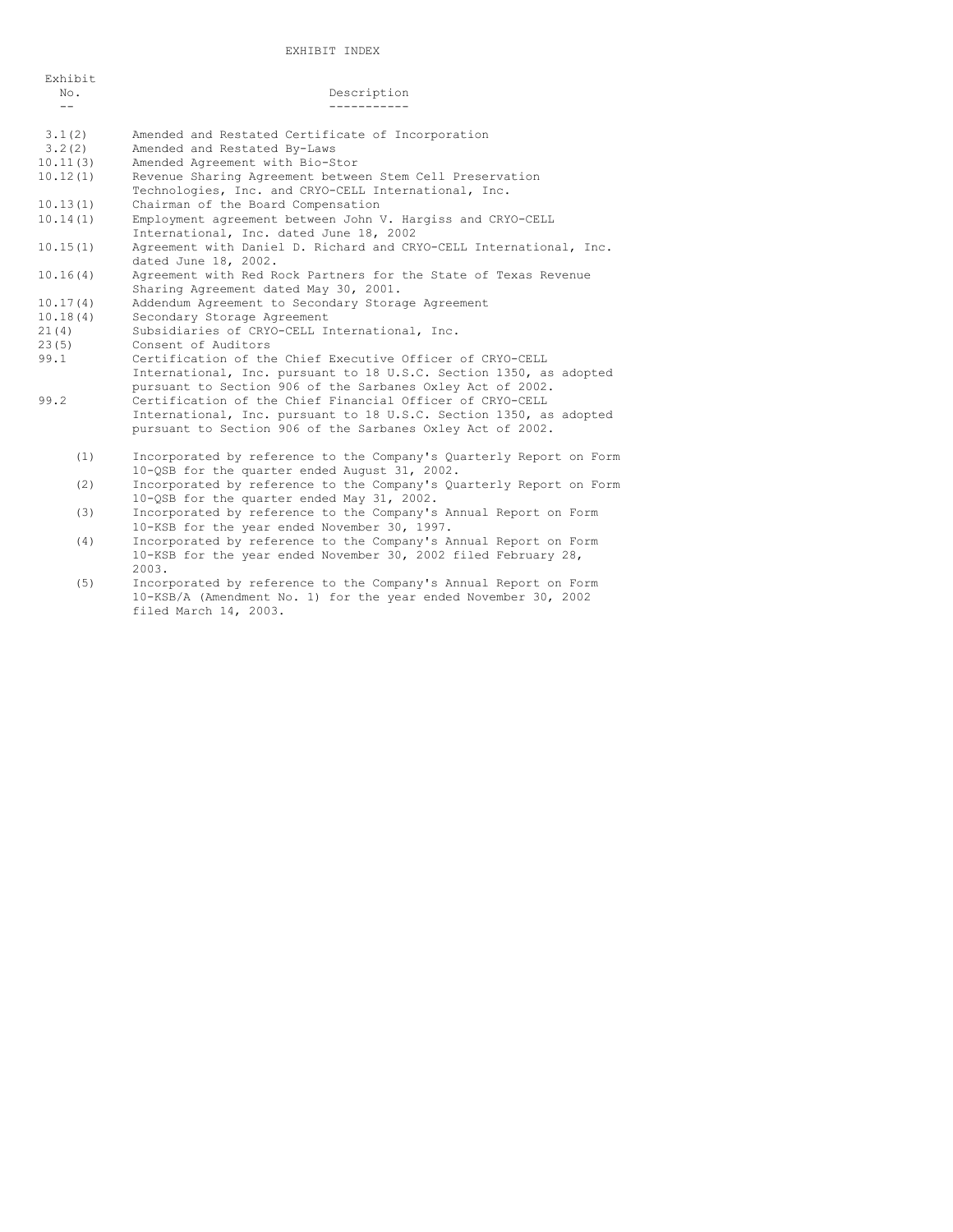# EXHIBIT INDEX

| Exhibit No. | Description |
| --- | --- |
| 3.1(2) | Amended and Restated Certificate of Incorporation |
| 3.2(2) | Amended and Restated By-Laws |
| 10.11(3) | Amended Agreement with Bio-Stor |
| 10.12(1) | Revenue Sharing Agreement between Stem Cell Preservation Technologies, Inc. and CRYO-CELL International, Inc. |
| 10.13(1) | Chairman of the Board Compensation |
| 10.14(1) | Employment agreement between John V. Hargiss and CRYO-CELL International, Inc. dated June 18, 2002 |
| 10.15(1) | Agreement with Daniel D. Richard and CRYO-CELL International, Inc. dated June 18, 2002. |
| 10.16(4) | Agreement with Red Rock Partners for the State of Texas Revenue Sharing Agreement dated May 30, 2001. |
| 10.17(4) | Addendum Agreement to Secondary Storage Agreement |
| 10.18(4) | Secondary Storage Agreement |
| 21(4) | Subsidiaries of CRYO-CELL International, Inc. |
| 23(5) | Consent of Auditors |
| 99.1 | Certification of the Chief Executive Officer of CRYO-CELL International, Inc. pursuant to 18 U.S.C. Section 1350, as adopted pursuant to Section 906 of the Sarbanes Oxley Act of 2002. |
| 99.2 | Certification of the Chief Financial Officer of CRYO-CELL International, Inc. pursuant to 18 U.S.C. Section 1350, as adopted pursuant to Section 906 of the Sarbanes Oxley Act of 2002. |

(1) Incorporated by reference to the Company's Quarterly Report on Form 10-QSB for the quarter ended August 31, 2002.

(2) Incorporated by reference to the Company's Quarterly Report on Form 10-QSB for the quarter ended May 31, 2002.

(3) Incorporated by reference to the Company's Annual Report on Form 10-KSB for the year ended November 30, 1997.

(4) Incorporated by reference to the Company's Annual Report on Form 10-KSB for the year ended November 30, 2002 filed February 28, 2003.

(5) Incorporated by reference to the Company's Annual Report on Form 10-KSB/A (Amendment No. 1) for the year ended November 30, 2002 filed March 14, 2003.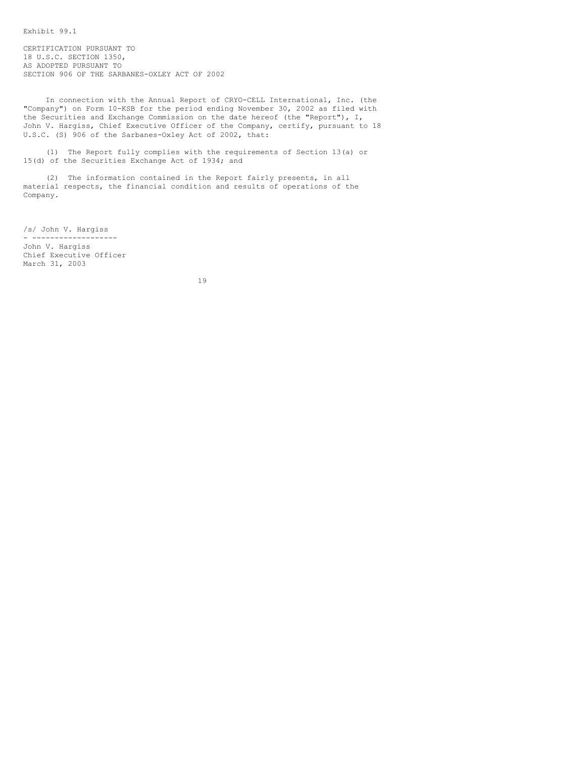Exhibit 99.1

CERTIFICATION PURSUANT TO
18 U.S.C. SECTION 1350,
AS ADOPTED PURSUANT TO
SECTION 906 OF THE SARBANES-OXLEY ACT OF 2002

In connection with the Annual Report of CRYO-CELL International, Inc. (the "Company") on Form 10-KSB for the period ending November 30, 2002 as filed with the Securities and Exchange Commission on the date hereof (the "Report"), I, John V. Hargiss, Chief Executive Officer of the Company, certify, pursuant to 18 U.S.C. (S) 906 of the Sarbanes-Oxley Act of 2002, that:

(1) The Report fully complies with the requirements of Section 13(a) or 15(d) of the Securities Exchange Act of 1934; and

(2) The information contained in the Report fairly presents, in all material respects, the financial condition and results of operations of the Company.

/s/ John V. Hargiss

John V. Hargiss
Chief Executive Officer
March 31, 2003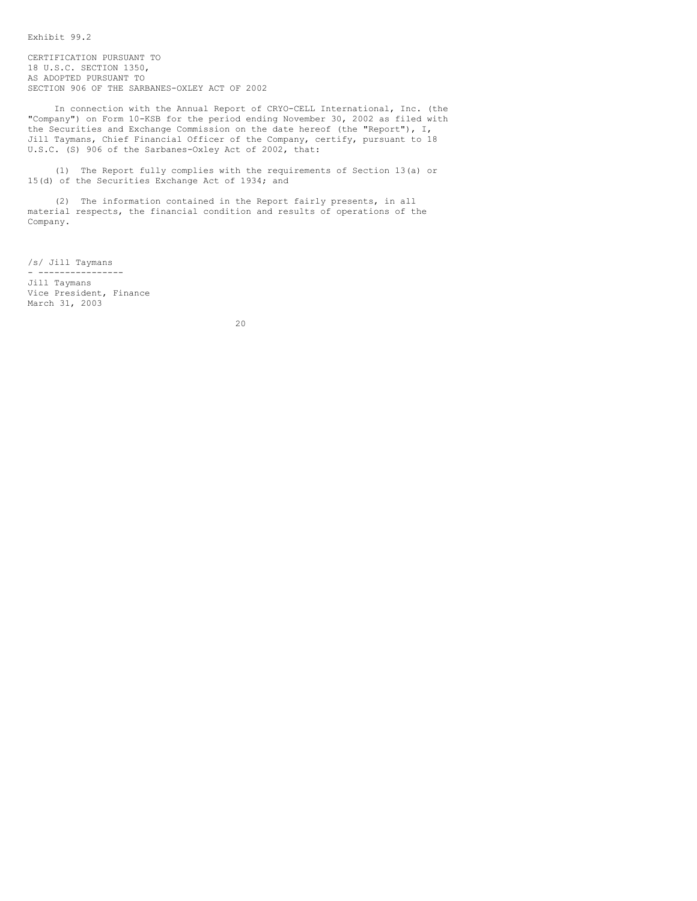Exhibit 99.2

CERTIFICATION PURSUANT TO
18 U.S.C. SECTION 1350,
AS ADOPTED PURSUANT TO
SECTION 906 OF THE SARBANES-OXLEY ACT OF 2002

In connection with the Annual Report of CRYO-CELL International, Inc. (the "Company") on Form 10-KSB for the period ending November 30, 2002 as filed with the Securities and Exchange Commission on the date hereof (the "Report"), I, Jill Taymans, Chief Financial Officer of the Company, certify, pursuant to 18 U.S.C. (S) 906 of the Sarbanes-Oxley Act of 2002, that:

(1) The Report fully complies with the requirements of Section 13(a) or 15(d) of the Securities Exchange Act of 1934; and

(2) The information contained in the Report fairly presents, in all material respects, the financial condition and results of operations of the Company.

/s/ Jill Taymans

Jill Taymans
Vice President, Finance
March 31, 2003